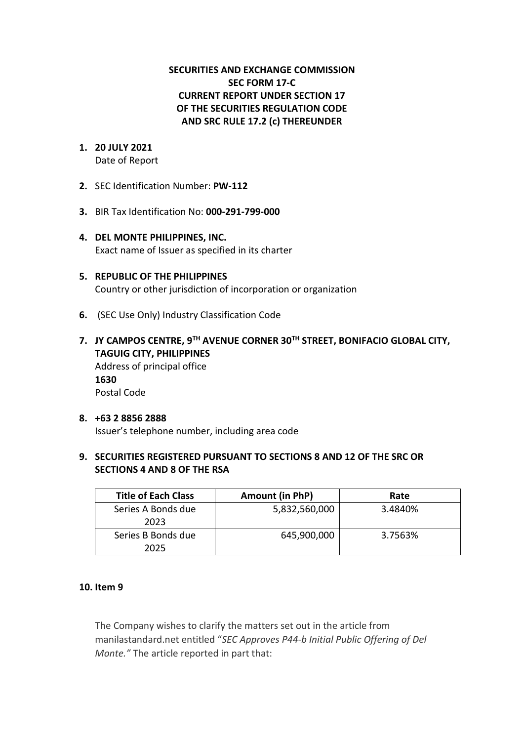**SECURITIES AND EXCHANGE COMMISSION**
**SEC FORM 17-C**
**CURRENT REPORT UNDER SECTION 17**
**OF THE SECURITIES REGULATION CODE**
**AND SRC RULE 17.2 (c) THEREUNDER**

1. **20 JULY 2021**
   Date of Report

2. SEC Identification Number: **PW-112**

3. BIR Tax Identification No: **000-291-799-000**

4. **DEL MONTE PHILIPPINES, INC.**
   Exact name of Issuer as specified in its charter

5. **REPUBLIC OF THE PHILIPPINES**
   Country or other jurisdiction of incorporation or organization

6. (SEC Use Only) Industry Classification Code

7. **JY CAMPOS CENTRE, 9TH AVENUE CORNER 30TH STREET, BONIFACIO GLOBAL CITY, TAGUIG CITY, PHILIPPINES**
   Address of principal office
   **1630**
   Postal Code

8. **+63 2 8856 2888**
   Issuer's telephone number, including area code

9. **SECURITIES REGISTERED PURSUANT TO SECTIONS 8 AND 12 OF THE SRC OR SECTIONS 4 AND 8 OF THE RSA**

| Title of Each Class | Amount (in PhP) | Rate |
| --- | --- | --- |
| Series A Bonds due 2023 | 5,832,560,000 | 3.4840% |
| Series B Bonds due 2025 | 645,900,000 | 3.7563% |

10. **Item 9**

The Company wishes to clarify the matters set out in the article from manilastandard.net entitled "*SEC Approves P44-b Initial Public Offering of Del Monte.*" The article reported in part that: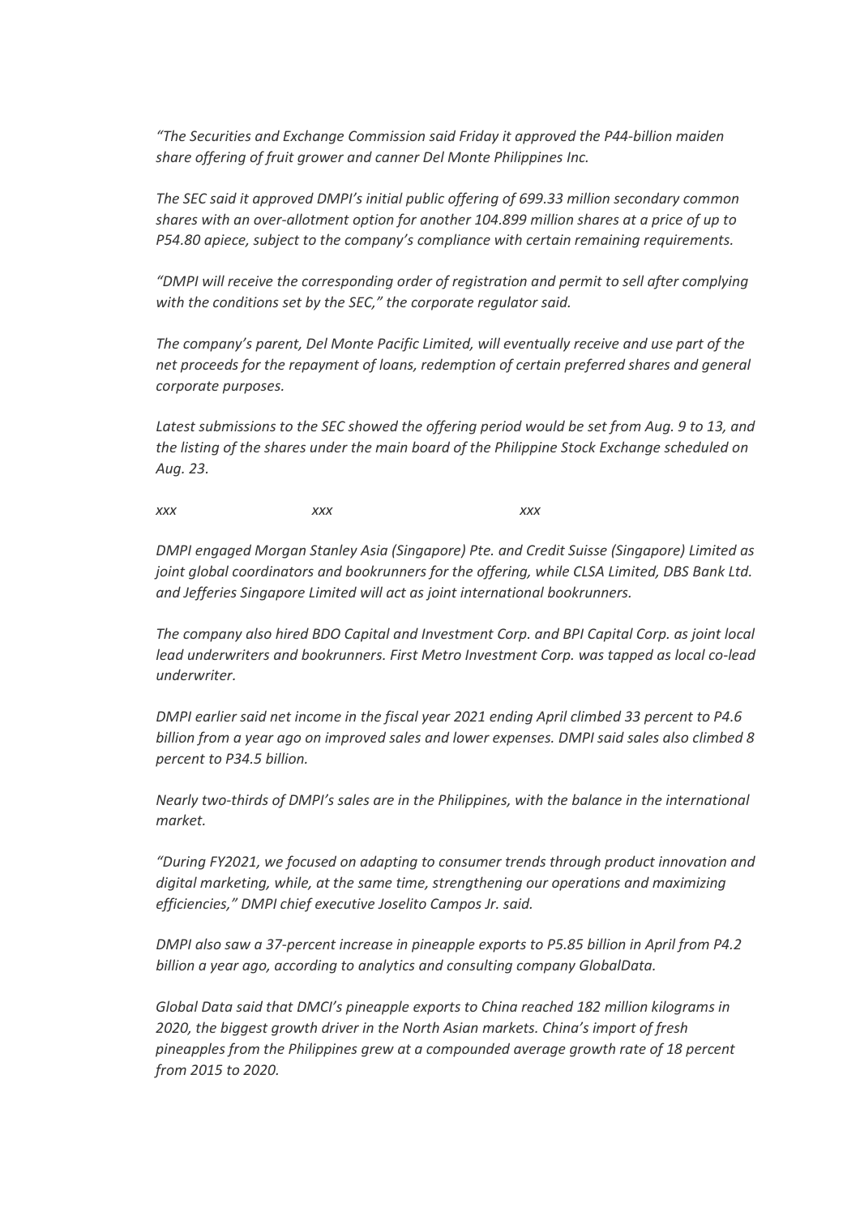*"The Securities and Exchange Commission said Friday it approved the P44-billion maiden share offering of fruit grower and canner Del Monte Philippines Inc.*

*The SEC said it approved DMPI's initial public offering of 699.33 million secondary common shares with an over-allotment option for another 104.899 million shares at a price of up to P54.80 apiece, subject to the company's compliance with certain remaining requirements.*

*"DMPI will receive the corresponding order of registration and permit to sell after complying with the conditions set by the SEC," the corporate regulator said.*

*The company's parent, Del Monte Pacific Limited, will eventually receive and use part of the net proceeds for the repayment of loans, redemption of certain preferred shares and general corporate purposes.*

*Latest submissions to the SEC showed the offering period would be set from Aug. 9 to 13, and the listing of the shares under the main board of the Philippine Stock Exchange scheduled on Aug. 23.*

*xxx xxx xxx*

*DMPI engaged Morgan Stanley Asia (Singapore) Pte. and Credit Suisse (Singapore) Limited as joint global coordinators and bookrunners for the offering, while CLSA Limited, DBS Bank Ltd. and Jefferies Singapore Limited will act as joint international bookrunners.*

*The company also hired BDO Capital and Investment Corp. and BPI Capital Corp. as joint local lead underwriters and bookrunners. First Metro Investment Corp. was tapped as local co-lead underwriter.*

*DMPI earlier said net income in the fiscal year 2021 ending April climbed 33 percent to P4.6 billion from a year ago on improved sales and lower expenses. DMPI said sales also climbed 8 percent to P34.5 billion.*

*Nearly two-thirds of DMPI's sales are in the Philippines, with the balance in the international market.*

*"During FY2021, we focused on adapting to consumer trends through product innovation and digital marketing, while, at the same time, strengthening our operations and maximizing efficiencies," DMPI chief executive Joselito Campos Jr. said.*

*DMPI also saw a 37-percent increase in pineapple exports to P5.85 billion in April from P4.2 billion a year ago, according to analytics and consulting company GlobalData.*

*Global Data said that DMCI's pineapple exports to China reached 182 million kilograms in 2020, the biggest growth driver in the North Asian markets. China's import of fresh pineapples from the Philippines grew at a compounded average growth rate of 18 percent from 2015 to 2020.*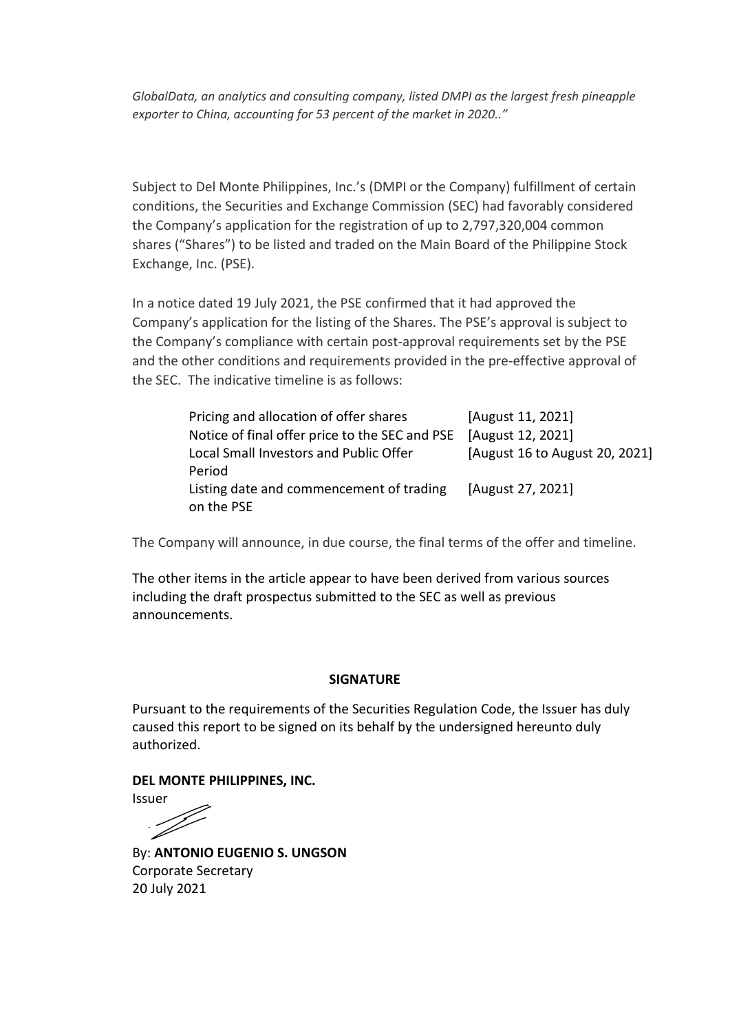*GlobalData, an analytics and consulting company, listed DMPI as the largest fresh pineapple exporter to China, accounting for 53 percent of the market in 2020.."*

Subject to Del Monte Philippines, Inc.'s (DMPI or the Company) fulfillment of certain conditions, the Securities and Exchange Commission (SEC) had favorably considered the Company's application for the registration of up to 2,797,320,004 common shares ("Shares") to be listed and traded on the Main Board of the Philippine Stock Exchange, Inc. (PSE).

In a notice dated 19 July 2021, the PSE confirmed that it had approved the Company's application for the listing of the Shares. The PSE's approval is subject to the Company's compliance with certain post-approval requirements set by the PSE and the other conditions and requirements provided in the pre-effective approval of the SEC. The indicative timeline is as follows:

| | |
|---|---|
| Pricing and allocation of offer shares | [August 11, 2021] |
| Notice of final offer price to the SEC and PSE | [August 12, 2021] |
| Local Small Investors and Public Offer Period | [August 16 to August 20, 2021] |
| Listing date and commencement of trading on the PSE | [August 27, 2021] |

The Company will announce, in due course, the final terms of the offer and timeline.

The other items in the article appear to have been derived from various sources including the draft prospectus submitted to the SEC as well as previous announcements.

**SIGNATURE**

Pursuant to the requirements of the Securities Regulation Code, the Issuer has duly caused this report to be signed on its behalf by the undersigned hereunto duly authorized.

**DEL MONTE PHILIPPINES, INC.**
Issuer

By: **ANTONIO EUGENIO S. UNGSON**
Corporate Secretary
20 July 2021